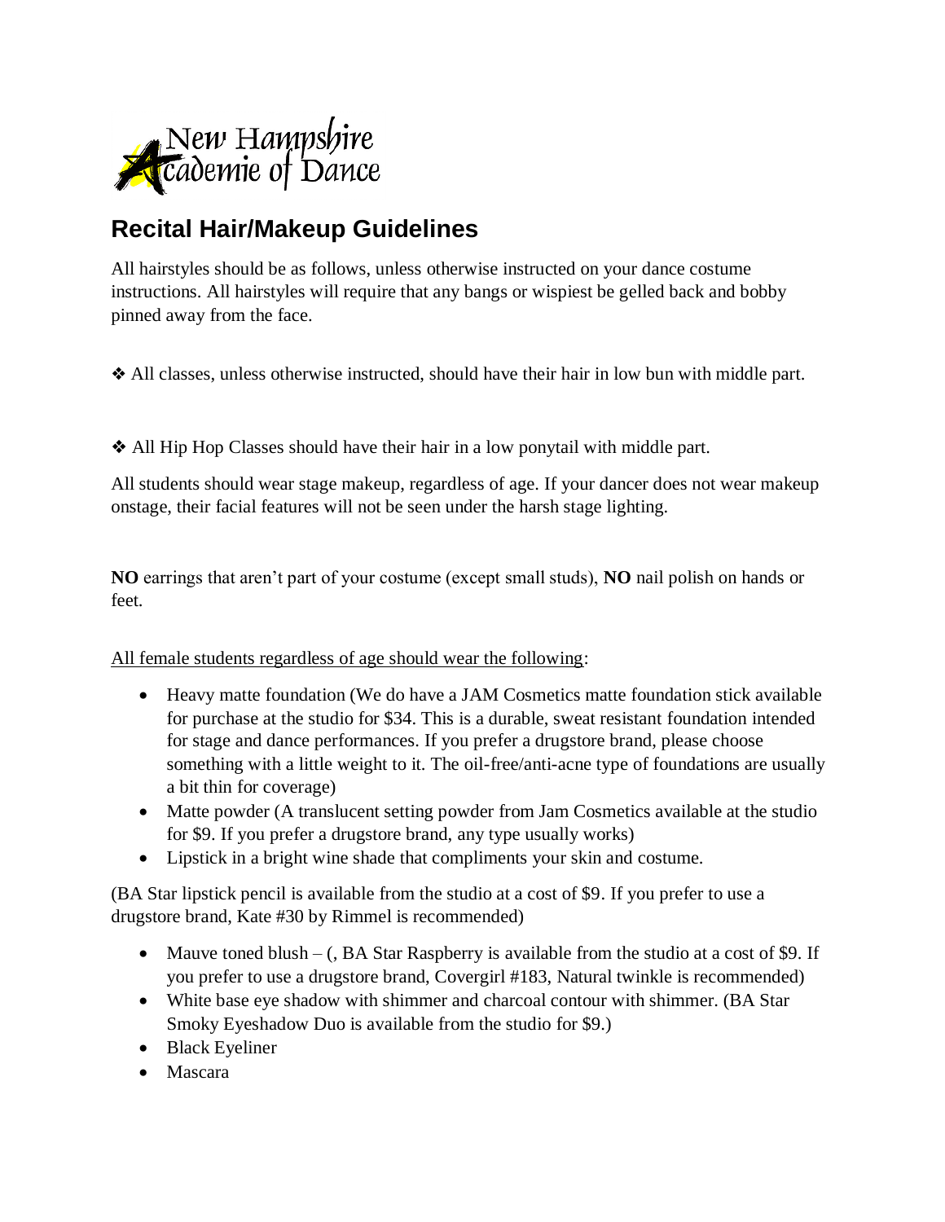New Hampshire Academie of Dance

# Recital Hair/Makeup Guidelines

All hairstyles should be as follows, unless otherwise instructed on your dance costume instructions. All hairstyles will require that any bangs or wispiest be gelled back and bobby pinned away from the face.

❖ All classes, unless otherwise instructed, should have their hair in low bun with middle part.

❖ All Hip Hop Classes should have their hair in a low ponytail with middle part.

All students should wear stage makeup, regardless of age. If your dancer does not wear makeup onstage, their facial features will not be seen under the harsh stage lighting.

**NO** earrings that aren't part of your costume (except small studs), **NO** nail polish on hands or feet.

<u>All female students regardless of age should wear the following</u>:

- Heavy matte foundation (We do have a JAM Cosmetics matte foundation stick available for purchase at the studio for $34. This is a durable, sweat resistant foundation intended for stage and dance performances. If you prefer a drugstore brand, please choose something with a little weight to it. The oil-free/anti-acne type of foundations are usually a bit thin for coverage)
- Matte powder (A translucent setting powder from Jam Cosmetics available at the studio for $9. If you prefer a drugstore brand, any type usually works)
- Lipstick in a bright wine shade that compliments your skin and costume.

(BA Star lipstick pencil is available from the studio at a cost of $9. If you prefer to use a drugstore brand, Kate #30 by Rimmel is recommended)

- Mauve toned blush – (, BA Star Raspberry is available from the studio at a cost of $9. If you prefer to use a drugstore brand, Covergirl #183, Natural twinkle is recommended)
- White base eye shadow with shimmer and charcoal contour with shimmer. (BA Star Smoky Eyeshadow Duo is available from the studio for $9.)
- Black Eyeliner
- Mascara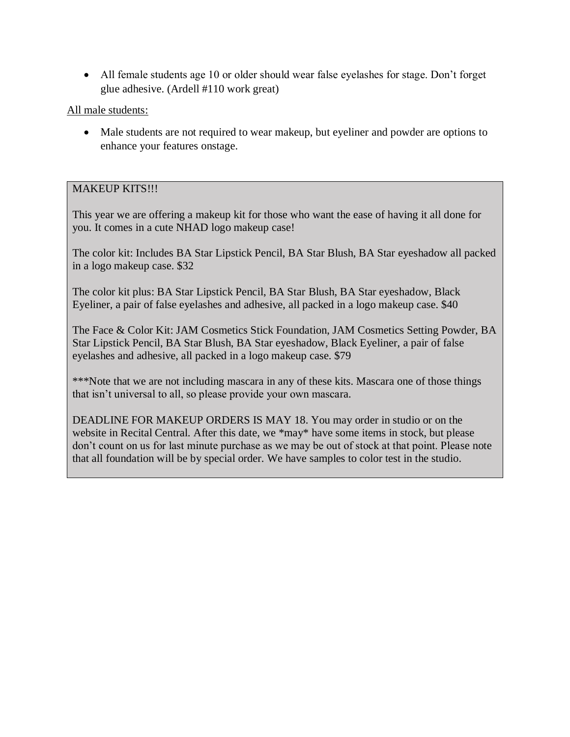- All female students age 10 or older should wear false eyelashes for stage. Don't forget glue adhesive. (Ardell #110 work great)

All male students:

- Male students are not required to wear makeup, but eyeliner and powder are options to enhance your features onstage.

MAKEUP KITS!!!

This year we are offering a makeup kit for those who want the ease of having it all done for you. It comes in a cute NHAD logo makeup case!

The color kit: Includes BA Star Lipstick Pencil, BA Star Blush, BA Star eyeshadow all packed in a logo makeup case. $32

The color kit plus: BA Star Lipstick Pencil, BA Star Blush, BA Star eyeshadow, Black Eyeliner, a pair of false eyelashes and adhesive, all packed in a logo makeup case. $40

The Face & Color Kit: JAM Cosmetics Stick Foundation, JAM Cosmetics Setting Powder, BA Star Lipstick Pencil, BA Star Blush, BA Star eyeshadow, Black Eyeliner, a pair of false eyelashes and adhesive, all packed in a logo makeup case. $79

***Note that we are not including mascara in any of these kits. Mascara one of those things that isn't universal to all, so please provide your own mascara.

DEADLINE FOR MAKEUP ORDERS IS MAY 18. You may order in studio or on the website in Recital Central. After this date, we *may* have some items in stock, but please don't count on us for last minute purchase as we may be out of stock at that point. Please note that all foundation will be by special order. We have samples to color test in the studio.